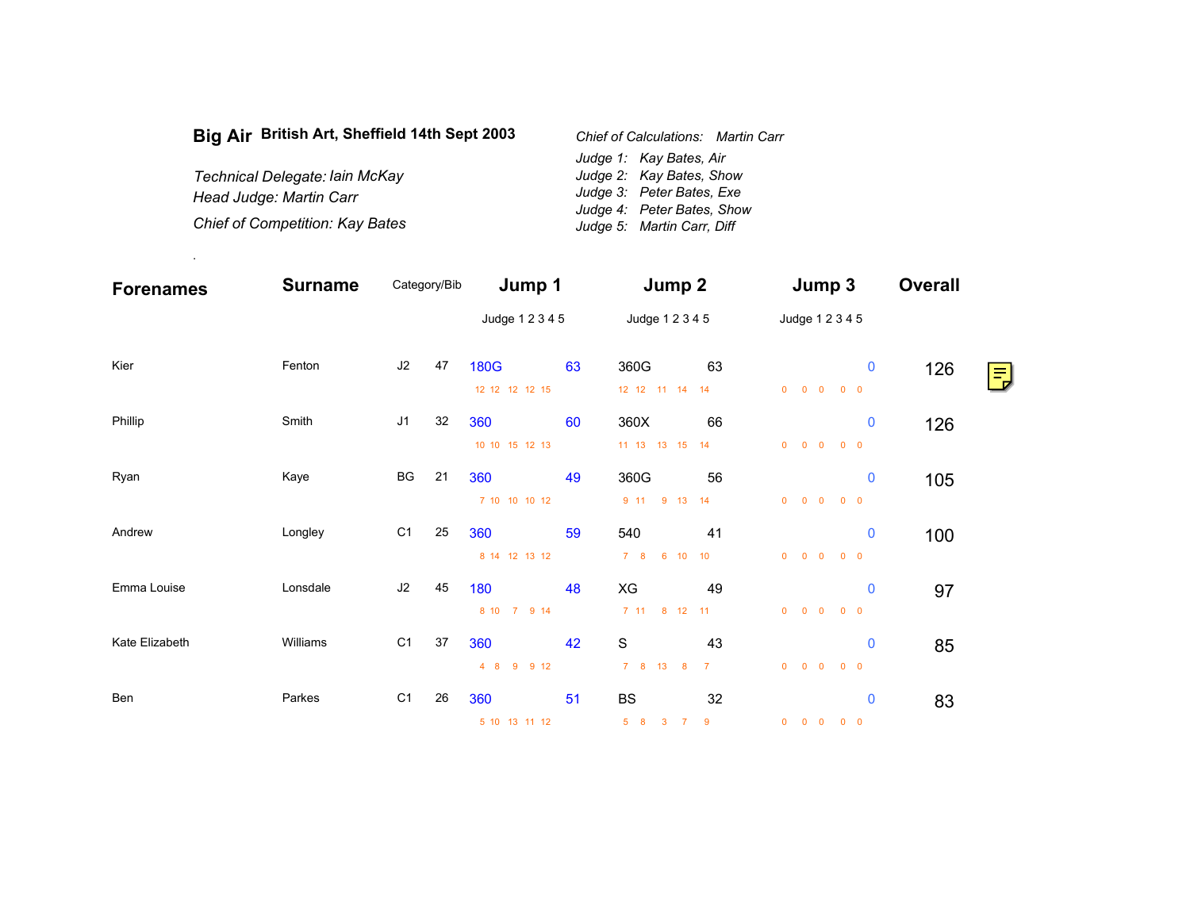# Big Air British Art, Sheffield 14th Sept 2003

*Technical Delegate: Iain McKay*
*Head Judge: Martin Carr*
*Chief of Competition: Kay Bates*

*Chief of Calculations: Martin Carr*
*Judge 1: Kay Bates, Air*
*Judge 2: Kay Bates, Show*
*Judge 3: Peter Bates, Exe*
*Judge 4: Peter Bates, Show*
*Judge 5: Martin Carr, Diff*

.

| Forenames | Surname | Category/Bib | | Jump 1 | | Jump 2 | | Jump 3 | | Overall |
|---|---|---|---|---|---|---|---|---|---|---|
| | | | | Judge 1 2 3 4 5 | | Judge 1 2 3 4 5 | | Judge 1 2 3 4 5 | | |
| Kier | Fenton | J2 | 47 | 180G | 63 | 360G | 63 | | 0 | 126 |
| | | | | 12 12 12 12 15 | | 12 12 11 14 14 | | 0 0 0 0 0 | | |
| Phillip | Smith | J1 | 32 | 360 | 60 | 360X | 66 | | 0 | 126 |
| | | | | 10 10 15 12 13 | | 11 13 13 15 14 | | 0 0 0 0 0 | | |
| Ryan | Kaye | BG | 21 | 360 | 49 | 360G | 56 | | 0 | 105 |
| | | | | 7 10 10 10 12 | | 9 11 9 13 14 | | 0 0 0 0 0 | | |
| Andrew | Longley | C1 | 25 | 360 | 59 | 540 | 41 | | 0 | 100 |
| | | | | 8 14 12 13 12 | | 7 8 6 10 10 | | 0 0 0 0 0 | | |
| Emma Louise | Lonsdale | J2 | 45 | 180 | 48 | XG | 49 | | 0 | 97 |
| | | | | 8 10 7 9 14 | | 7 11 8 12 11 | | 0 0 0 0 0 | | |
| Kate Elizabeth | Williams | C1 | 37 | 360 | 42 | S | 43 | | 0 | 85 |
| | | | | 4 8 9 9 12 | | 7 8 13 8 7 | | 0 0 0 0 0 | | |
| Ben | Parkes | C1 | 26 | 360 | 51 | BS | 32 | | 0 | 83 |
| | | | | 5 10 13 11 12 | | 5 8 3 7 9 | | 0 0 0 0 0 | | |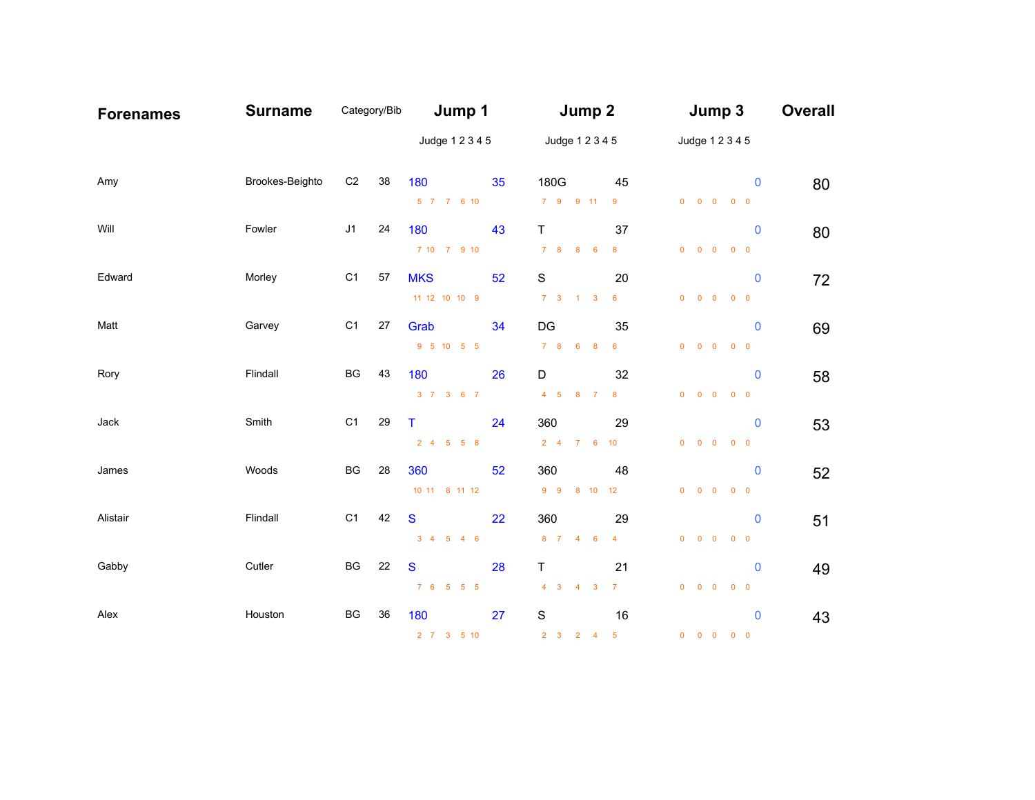| Forenames | Surname | Category/Bib | | Jump 1 (Judge 1 2 3 4 5) | | Jump 2 (Judge 1 2 3 4 5) | | Jump 3 (Judge 1 2 3 4 5) | | Overall |
|---|---|---|---|---|---|---|---|---|---|---|
| Amy | Brookes-Beighto | C2 | 38 | 180 | 35 | 180G | 45 | | 0 | 80 |
| | | | | 5 7 7 6 10 | | 7 9 9 11 9 | | 0 0 0 0 0 | | |
| Will | Fowler | J1 | 24 | 180 | 43 | T | 37 | | 0 | 80 |
| | | | | 7 10 7 9 10 | | 7 8 8 6 8 | | 0 0 0 0 0 | | |
| Edward | Morley | C1 | 57 | MKS | 52 | S | 20 | | 0 | 72 |
| | | | | 11 12 10 10 9 | | 7 3 1 3 6 | | 0 0 0 0 0 | | |
| Matt | Garvey | C1 | 27 | Grab | 34 | DG | 35 | | 0 | 69 |
| | | | | 9 5 10 5 5 | | 7 8 6 8 6 | | 0 0 0 0 0 | | |
| Rory | Flindall | BG | 43 | 180 | 26 | D | 32 | | 0 | 58 |
| | | | | 3 7 3 6 7 | | 4 5 8 7 8 | | 0 0 0 0 0 | | |
| Jack | Smith | C1 | 29 | T | 24 | 360 | 29 | | 0 | 53 |
| | | | | 2 4 5 5 8 | | 2 4 7 6 10 | | 0 0 0 0 0 | | |
| James | Woods | BG | 28 | 360 | 52 | 360 | 48 | | 0 | 52 |
| | | | | 10 11 8 11 12 | | 9 9 8 10 12 | | 0 0 0 0 0 | | |
| Alistair | Flindall | C1 | 42 | S | 22 | 360 | 29 | | 0 | 51 |
| | | | | 3 4 5 4 6 | | 8 7 4 6 4 | | 0 0 0 0 0 | | |
| Gabby | Cutler | BG | 22 | S | 28 | T | 21 | | 0 | 49 |
| | | | | 7 6 5 5 5 | | 4 3 4 3 7 | | 0 0 0 0 0 | | |
| Alex | Houston | BG | 36 | 180 | 27 | S | 16 | | 0 | 43 |
| | | | | 2 7 3 5 10 | | 2 3 2 4 5 | | 0 0 0 0 0 | | |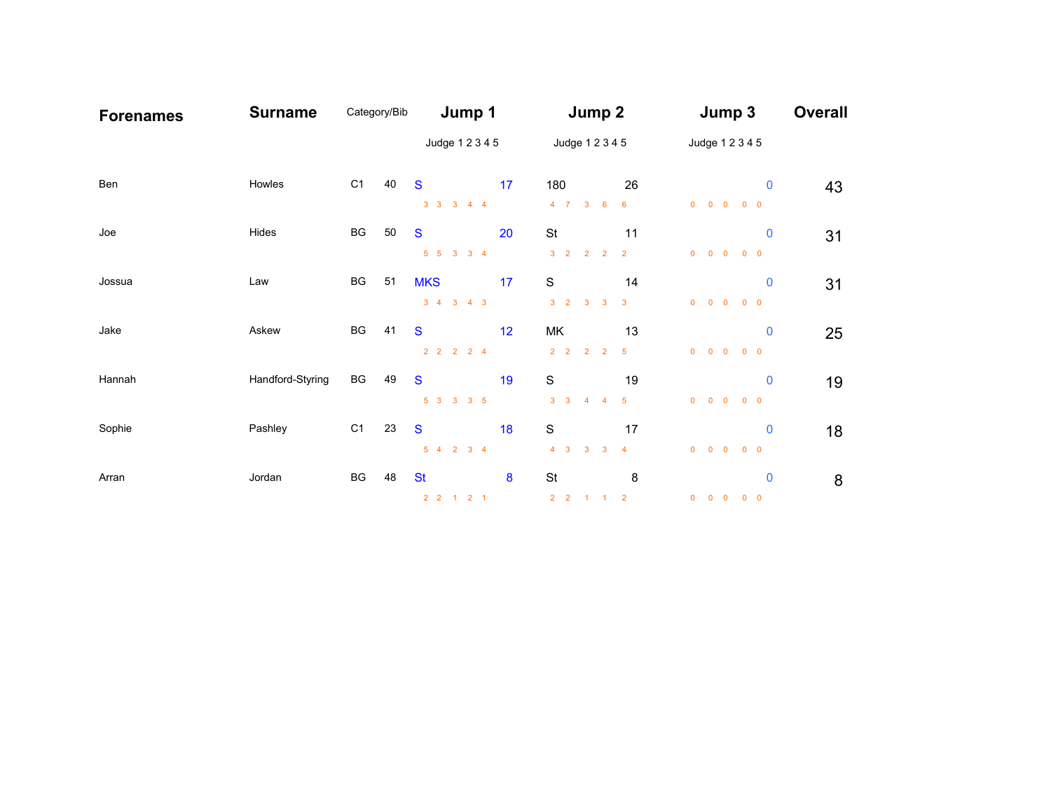| Forenames | Surname | Category/Bib | | Jump 1 | | Jump 2 | | Jump 3 | Overall |
|---|---|---|---|---|---|---|---|---|---|
| | | | | Judge 1 2 3 4 5 | | Judge 1 2 3 4 5 | | Judge 1 2 3 4 5 | |
| Ben | Howles | C1 | 40 | S | 17 | 180 | 26 | 0 | 43 |
| | | | | 3 3 3 4 4 | | 4 7 3 6 6 | | 0 0 0 0 0 | |
| Joe | Hides | BG | 50 | S | 20 | St | 11 | 0 | 31 |
| | | | | 5 5 3 3 4 | | 3 2 2 2 2 | | 0 0 0 0 0 | |
| Jossua | Law | BG | 51 | MKS | 17 | S | 14 | 0 | 31 |
| | | | | 3 4 3 4 3 | | 3 2 3 3 3 | | 0 0 0 0 0 | |
| Jake | Askew | BG | 41 | S | 12 | MK | 13 | 0 | 25 |
| | | | | 2 2 2 2 4 | | 2 2 2 2 5 | | 0 0 0 0 0 | |
| Hannah | Handford-Styring | BG | 49 | S | 19 | S | 19 | 0 | 19 |
| | | | | 5 3 3 3 5 | | 3 3 4 4 5 | | 0 0 0 0 0 | |
| Sophie | Pashley | C1 | 23 | S | 18 | S | 17 | 0 | 18 |
| | | | | 5 4 2 3 4 | | 4 3 3 3 4 | | 0 0 0 0 0 | |
| Arran | Jordan | BG | 48 | St | 8 | St | 8 | 0 | 8 |
| | | | | 2 2 1 2 1 | | 2 2 1 1 2 | | 0 0 0 0 0 | |